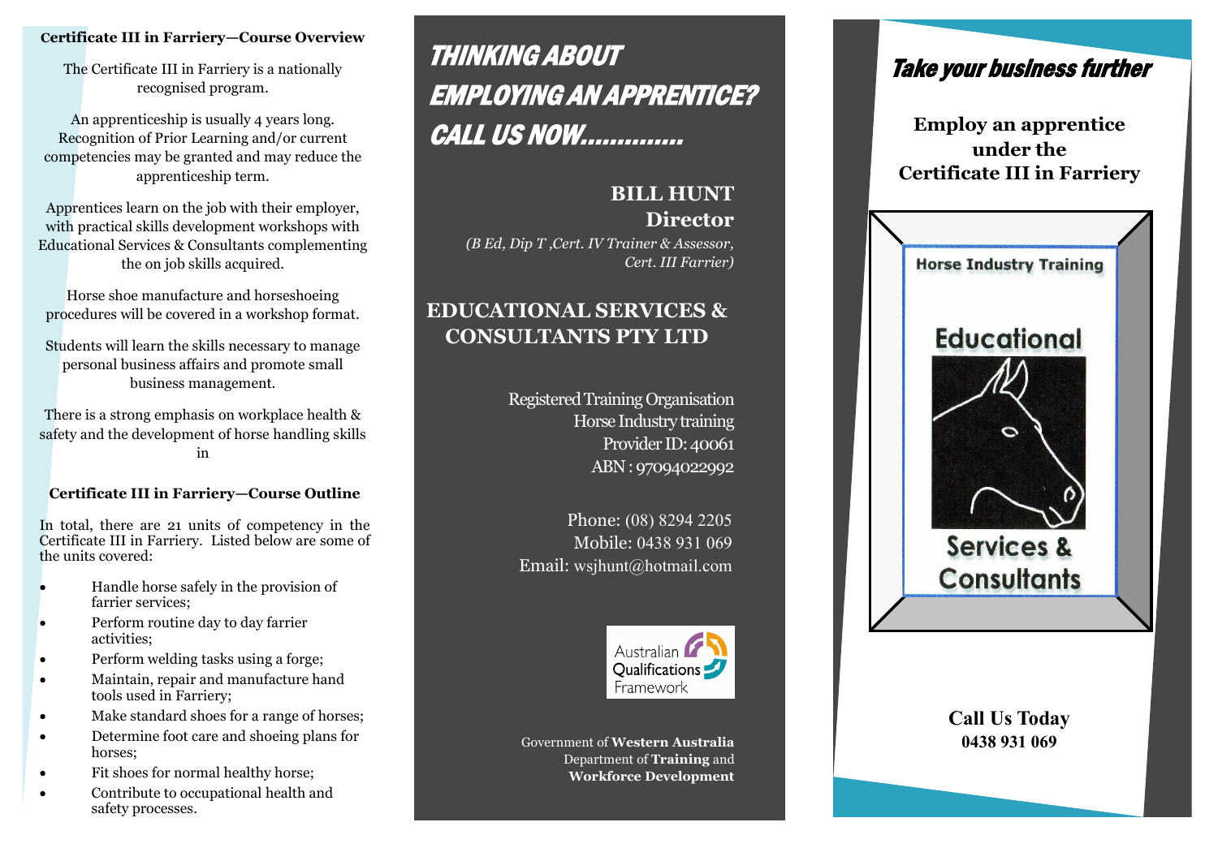### Certificate III in Farriery—Course Overview

The Certificate III in Farriery is a nationally recognised program.

An apprenticeship is usually 4 years long. Recognition of Prior Learning and/or current competencies may be granted and may reduce the apprenticeship term.

Apprentices learn on the job with their employer, with practical skills development workshops with Educational Services & Consultants complementing the on job skills acquired.

Horse shoe manufacture and horseshoeing procedures will be covered in a workshop format.

Students will learn the skills necessary to manage personal business affairs and promote small business management.

There is a strong emphasis on workplace health & safety and the development of horse handling skills in

### Certificate III in Farriery—Course Outline

In total, there are 21 units of competency in the Certificate III in Farriery. Listed below are some of the units covered:

- Handle horse safely in the provision of farrier services;
- Perform routine day to day farrier activities;
- Perform welding tasks using a forge;
- Maintain, repair and manufacture hand tools used in Farriery;
- Make standard shoes for a range of horses;
- Determine foot care and shoeing plans for horses;
- Fit shoes for normal healthy horse;
- Contribute to occupational health and safety processes.

# THINKING ABOUT EMPLOYING AN APPRENTICE? CALL US NOW.............

**BILL HUNT**
**Director**
*(B Ed, Dip T ,Cert. IV Trainer & Assessor, Cert. III Farrier)*

## EDUCATIONAL SERVICES & CONSULTANTS PTY LTD

Registered Training Organisation
Horse Industry training
Provider ID: 40061
ABN : 97094022992

Phone: (08) 8294 2205
Mobile: 0438 931 069
Email: wsjhunt@hotmail.com

Australian Qualifications Framework

Government of **Western Australia**
Department of **Training** and **Workforce Development**

# Take your business further

**Employ an apprentice under the Certificate III in Farriery**

Horse Industry Training
Educational Services & Consultants

**Call Us Today**
**0438 931 069**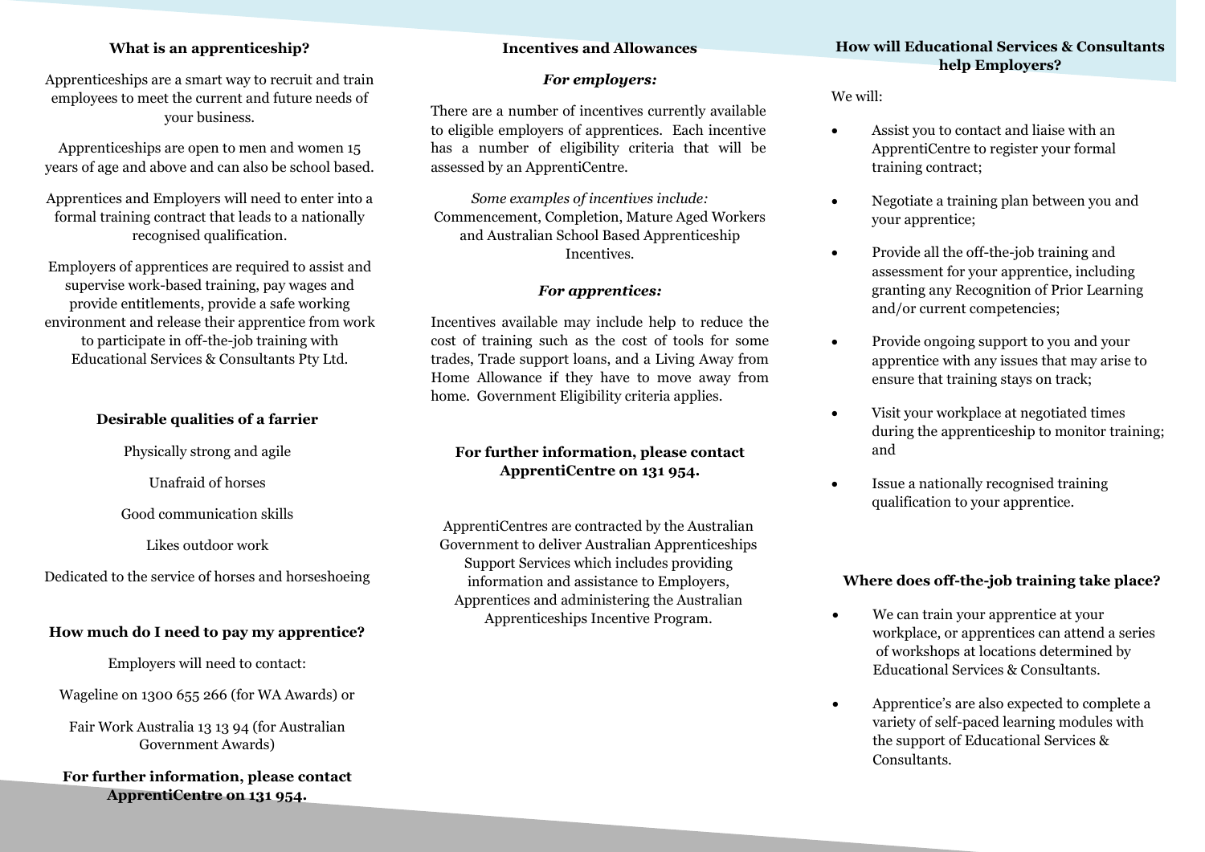## What is an apprenticeship?

Apprenticeships are a smart way to recruit and train employees to meet the current and future needs of your business.

Apprenticeships are open to men and women 15 years of age and above and can also be school based.

Apprentices and Employers will need to enter into a formal training contract that leads to a nationally recognised qualification.

Employers of apprentices are required to assist and supervise work-based training, pay wages and provide entitlements, provide a safe working environment and release their apprentice from work to participate in off-the-job training with Educational Services & Consultants Pty Ltd.

## Desirable qualities of a farrier

Physically strong and agile

Unafraid of horses

Good communication skills

Likes outdoor work

Dedicated to the service of horses and horseshoeing

## How much do I need to pay my apprentice?

Employers will need to contact:

Wageline on 1300 655 266 (for WA Awards) or

Fair Work Australia 13 13 94 (for Australian Government Awards)

**For further information, please contact ApprentiCentre on 131 954.**

## Incentives and Allowances

### *For employers:*

There are a number of incentives currently available to eligible employers of apprentices. Each incentive has a number of eligibility criteria that will be assessed by an ApprentiCentre.

*Some examples of incentives include:* Commencement, Completion, Mature Aged Workers and Australian School Based Apprenticeship Incentives.

### *For apprentices:*

Incentives available may include help to reduce the cost of training such as the cost of tools for some trades, Trade support loans, and a Living Away from Home Allowance if they have to move away from home. Government Eligibility criteria applies.

**For further information, please contact ApprentiCentre on 131 954.**

ApprentiCentres are contracted by the Australian Government to deliver Australian Apprenticeships Support Services which includes providing information and assistance to Employers, Apprentices and administering the Australian Apprenticeships Incentive Program.

## How will Educational Services & Consultants help Employers?

We will:

- Assist you to contact and liaise with an ApprentiCentre to register your formal training contract;
- Negotiate a training plan between you and your apprentice;
- Provide all the off-the-job training and assessment for your apprentice, including granting any Recognition of Prior Learning and/or current competencies;
- Provide ongoing support to you and your apprentice with any issues that may arise to ensure that training stays on track;
- Visit your workplace at negotiated times during the apprenticeship to monitor training; and
- Issue a nationally recognised training qualification to your apprentice.

## Where does off-the-job training take place?

- We can train your apprentice at your workplace, or apprentices can attend a series of workshops at locations determined by Educational Services & Consultants.
- Apprentice's are also expected to complete a variety of self-paced learning modules with the support of Educational Services & Consultants.